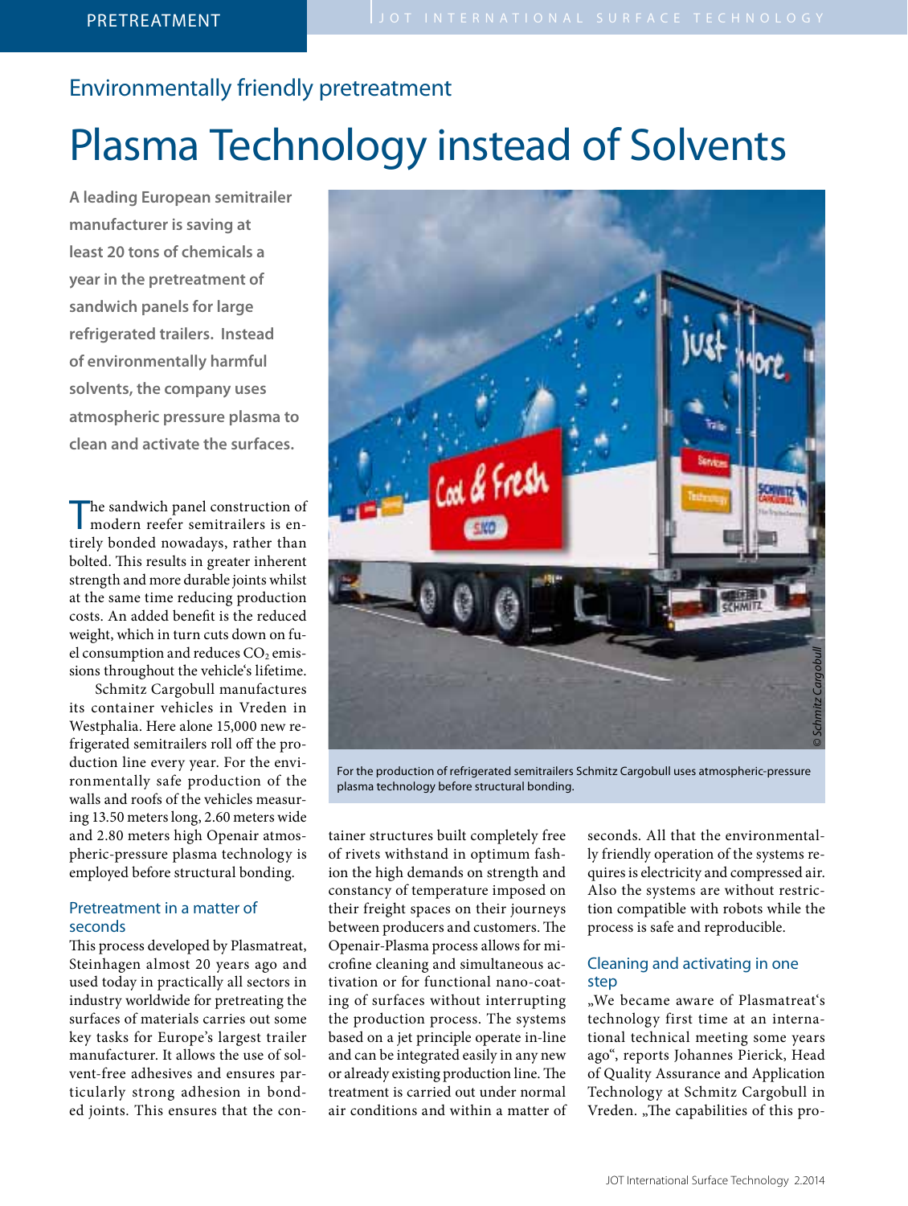## Environmentally friendly pretreatment

# Plasma Technology instead of Solvents

**A leading European semitrailer manufacturer is saving at least 20 tons of chemicals a year in the pretreatment of sandwich panels for large refrigerated trailers. Instead of environmentally harmful solvents, the company uses atmospheric pressure plasma to clean and activate the surfaces.**

For the production of refrigerated semitrailers Schmitz Cargobull uses atmospheric-pressure plasma technology before structural bonding.

The sandwich panel construction of modern reefer semitrailers is entirely bonded nowadays, rather than bolted. This results in greater inherent strength and more durable joints whilst at the same time reducing production costs. An added benefit is the reduced weight, which in turn cuts down on fuel consumption and reduces $CO_2$ emissions throughout the vehicle's lifetime.

Schmitz Cargobull manufactures its container vehicles in Vreden in Westphalia. Here alone 15,000 new refrigerated semitrailers roll off the production line every year. For the environmentally safe production of the walls and roofs of the vehicles measuring 13.50 meters long, 2.60 meters wide and 2.80 meters high Openair atmospheric-pressure plasma technology is employed before structural bonding.

### Pretreatment in a matter of seconds

This process developed by Plasmatreat, Steinhagen almost 20 years ago and used today in practically all sectors in industry worldwide for pretreating the surfaces of materials carries out some key tasks for Europe's largest trailer manufacturer. It allows the use of solvent-free adhesives and ensures particularly strong adhesion in bonded joints. This ensures that the container structures built completely free of rivets withstand in optimum fashion the high demands on strength and constancy of temperature imposed on their freight spaces on their journeys between producers and customers. The Openair-Plasma process allows for microfine cleaning and simultaneous activation or for functional nano-coating of surfaces without interrupting the production process. The systems based on a jet principle operate in-line and can be integrated easily in any new or already existing production line. The treatment is carried out under normal air conditions and within a matter of seconds. All that the environmentally friendly operation of the systems requires is electricity and compressed air. Also the systems are without restriction compatible with robots while the process is safe and reproducible.

### Cleaning and activating in one step

„We became aware of Plasmatreat's technology first time at an international technical meeting some years ago", reports Johannes Pierick, Head of Quality Assurance and Application Technology at Schmitz Cargobull in Vreden. „The capabilities of this pro-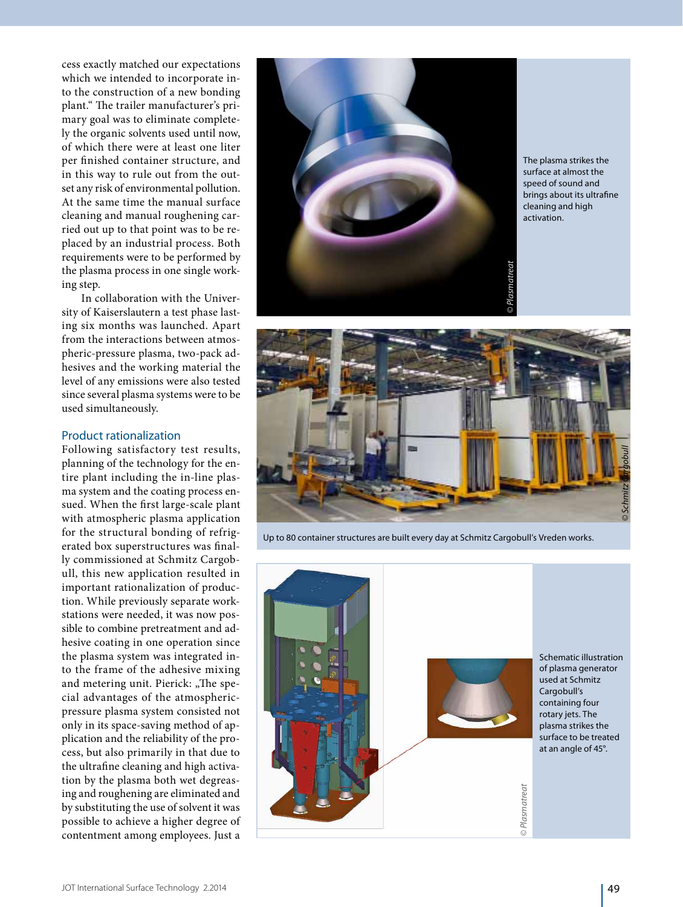cess exactly matched our expectations which we intended to incorporate into the construction of a new bonding plant.“ The trailer manufacturer's primary goal was to eliminate completely the organic solvents used until now, of which there were at least one liter per finished container structure, and in this way to rule out from the outset any risk of environmental pollution. At the same time the manual surface cleaning and manual roughening carried out up to that point was to be replaced by an industrial process. Both requirements were to be performed by the plasma process in one single working step.

In collaboration with the University of Kaiserslautern a test phase lasting six months was launched. Apart from the interactions between atmospheric-pressure plasma, two-pack adhesives and the working material the level of any emissions were also tested since several plasma systems were to be used simultaneously.

## Product rationalization

Following satisfactory test results, planning of the technology for the entire plant including the in-line plasma system and the coating process ensued. When the first large-scale plant with atmospheric plasma application for the structural bonding of refrigerated box superstructures was finally commissioned at Schmitz Cargobull, this new application resulted in important rationalization of production. While previously separate workstations were needed, it was now possible to combine pretreatment and adhesive coating in one operation since the plasma system was integrated into the frame of the adhesive mixing and metering unit. Pierick: „The special advantages of the atmospheric-pressure plasma system consisted not only in its space-saving method of application and the reliability of the process, but also primarily in that due to the ultrafine cleaning and high activation by the plasma both wet degreasing and roughening are eliminated and by substituting the use of solvent it was possible to achieve a higher degree of contentment among employees. Just a

The plasma strikes the surface at almost the speed of sound and brings about its ultrafine cleaning and high activation.

© Plasmatreat

Up to 80 container structures are built every day at Schmitz Cargobull's Vreden works.

© Schmitz Cargobull

Schematic illustration of plasma generator used at Schmitz Cargobull's containing four rotary jets. The plasma strikes the surface to be treated at an angle of 45°.

© Plasmatreat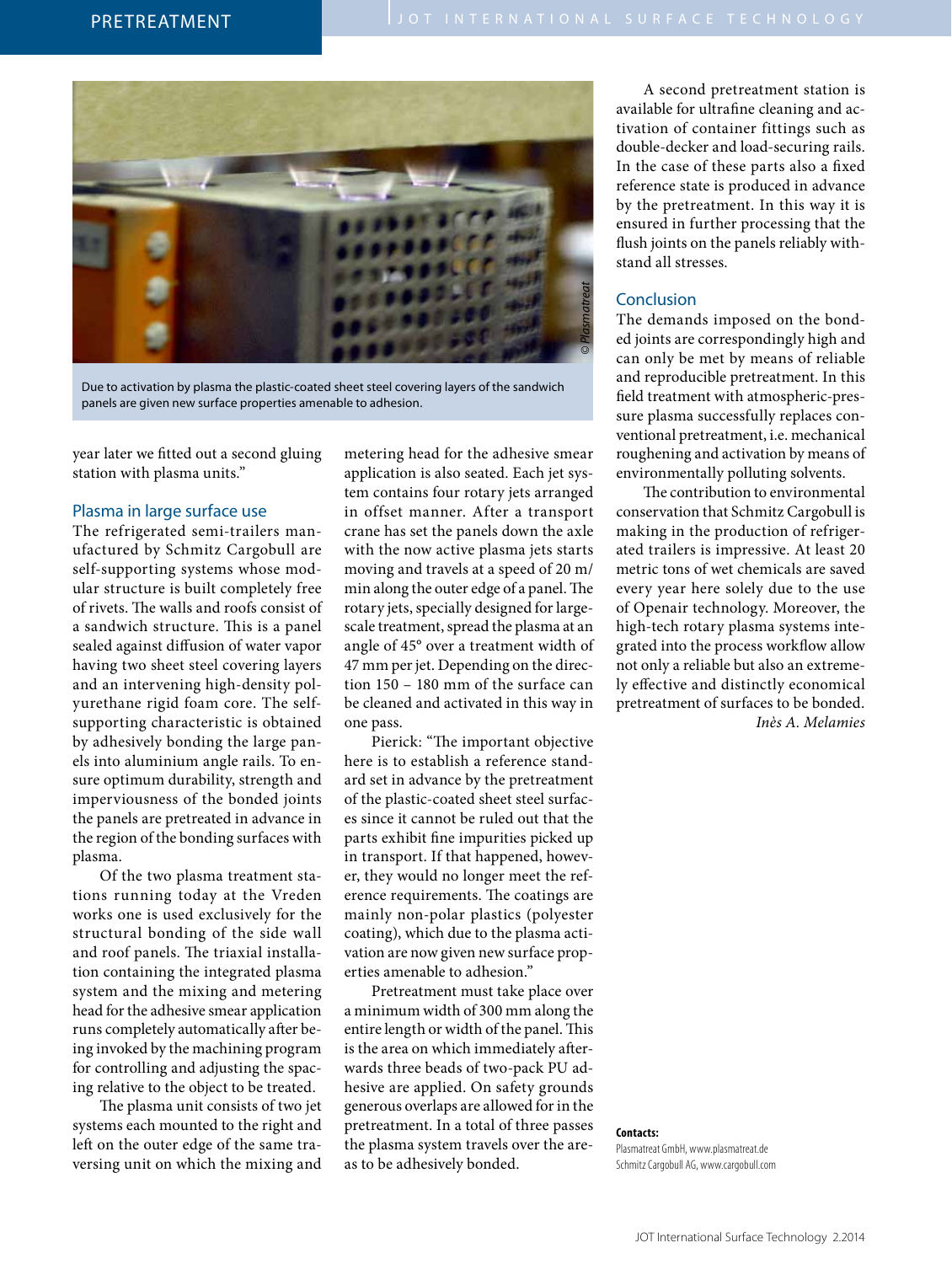Due to activation by plasma the plastic-coated sheet steel covering layers of the sandwich panels are given new surface properties amenable to adhesion.

year later we fitted out a second gluing station with plasma units."

### Plasma in large surface use

The refrigerated semi-trailers manufactured by Schmitz Cargobull are self-supporting systems whose modular structure is built completely free of rivets. The walls and roofs consist of a sandwich structure. This is a panel sealed against diffusion of water vapor having two sheet steel covering layers and an intervening high-density polyurethane rigid foam core. The self-supporting characteristic is obtained by adhesively bonding the large panels into aluminium angle rails. To ensure optimum durability, strength and imperviousness of the bonded joints the panels are pretreated in advance in the region of the bonding surfaces with plasma.

Of the two plasma treatment stations running today at the Vreden works one is used exclusively for the structural bonding of the side wall and roof panels. The triaxial installation containing the integrated plasma system and the mixing and metering head for the adhesive smear application runs completely automatically after being invoked by the machining program for controlling and adjusting the spacing relative to the object to be treated.

The plasma unit consists of two jet systems each mounted to the right and left on the outer edge of the same traversing unit on which the mixing and metering head for the adhesive smear application is also seated. Each jet system contains four rotary jets arranged in offset manner. After a transport crane has set the panels down the axle with the now active plasma jets starts moving and travels at a speed of 20 m/min along the outer edge of a panel. The rotary jets, specially designed for large-scale treatment, spread the plasma at an angle of 45° over a treatment width of 47 mm per jet. Depending on the direction 150 – 180 mm of the surface can be cleaned and activated in this way in one pass.

Pierick: "The important objective here is to establish a reference standard set in advance by the pretreatment of the plastic-coated sheet steel surfaces since it cannot be ruled out that the parts exhibit fine impurities picked up in transport. If that happened, however, they would no longer meet the reference requirements. The coatings are mainly non-polar plastics (polyester coating), which due to the plasma activation are now given new surface properties amenable to adhesion."

Pretreatment must take place over a minimum width of 300 mm along the entire length or width of the panel. This is the area on which immediately afterwards three beads of two-pack PU adhesive are applied. On safety grounds generous overlaps are allowed for in the pretreatment. In a total of three passes the plasma system travels over the areas to be adhesively bonded.

A second pretreatment station is available for ultrafine cleaning and activation of container fittings such as double-decker and load-securing rails. In the case of these parts also a fixed reference state is produced in advance by the pretreatment. In this way it is ensured in further processing that the flush joints on the panels reliably withstand all stresses.

### Conclusion

The demands imposed on the bonded joints are correspondingly high and can only be met by means of reliable and reproducible pretreatment. In this field treatment with atmospheric-pressure plasma successfully replaces conventional pretreatment, i.e. mechanical roughening and activation by means of environmentally polluting solvents.

The contribution to environmental conservation that Schmitz Cargobull is making in the production of refrigerated trailers is impressive. At least 20 metric tons of wet chemicals are saved every year here solely due to the use of Openair technology. Moreover, the high-tech rotary plasma systems integrated into the process workflow allow not only a reliable but also an extremely effective and distinctly economical pretreatment of surfaces to be bonded.

*Inès A. Melamies*

**Contacts:**

Plasmatreat GmbH, www.plasmatreat.de

Schmitz Cargobull AG, www.cargobull.com